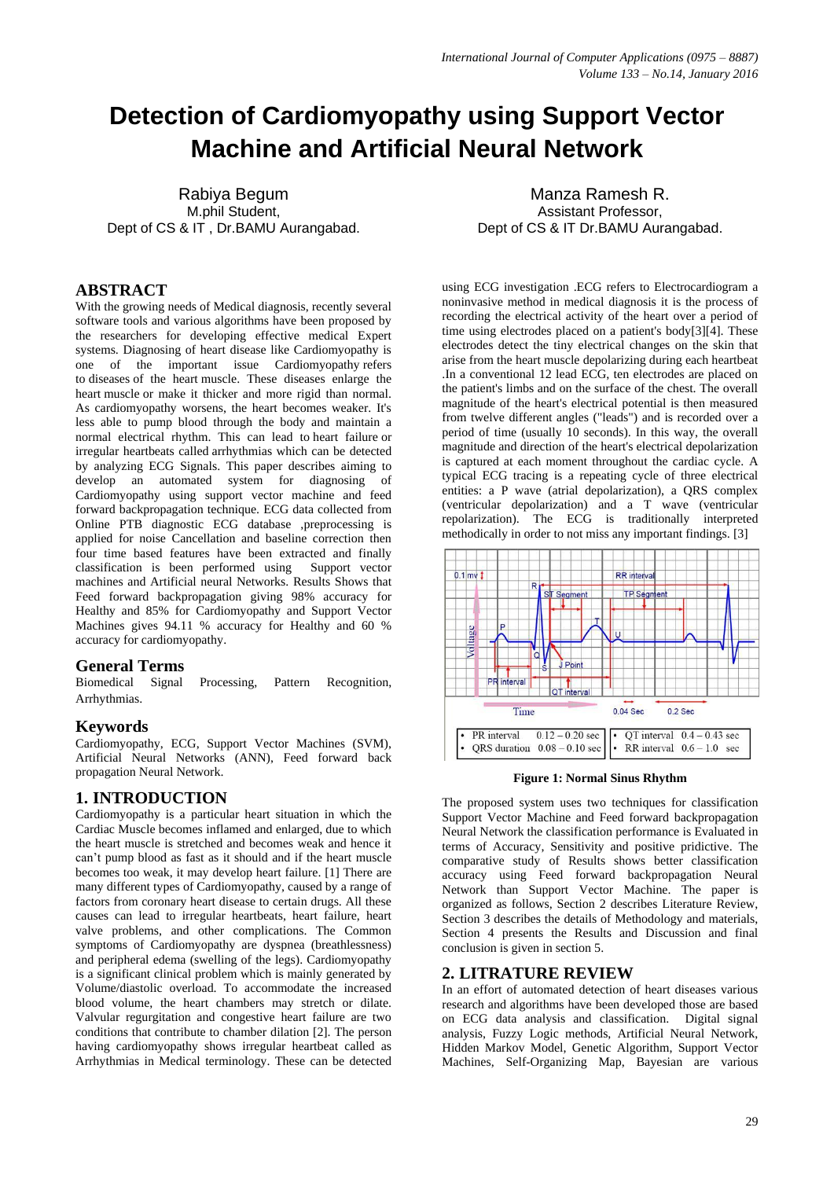# Detection of Cardiomyopathy using Support Vector Machine and Artificial Neural Network

Rabiya Begum
M.phil Student,
Dept of CS & IT , Dr.BAMU Aurangabad.

Manza Ramesh R.
Assistant Professor,
Dept of CS & IT Dr.BAMU Aurangabad.

## ABSTRACT

With the growing needs of Medical diagnosis, recently several software tools and various algorithms have been proposed by the researchers for developing effective medical Expert systems. Diagnosing of heart disease like Cardiomyopathy is one of the important issue Cardiomyopathy refers to diseases of the heart muscle. These diseases enlarge the heart muscle or make it thicker and more rigid than normal. As cardiomyopathy worsens, the heart becomes weaker. It's less able to pump blood through the body and maintain a normal electrical rhythm. This can lead to heart failure or irregular heartbeats called arrhythmias which can be detected by analyzing ECG Signals. This paper describes aiming to develop an automated system for diagnosing of Cardiomyopathy using support vector machine and feed forward backpropagation technique. ECG data collected from Online PTB diagnostic ECG database ,preprocessing is applied for noise Cancellation and baseline correction then four time based features have been extracted and finally classification is been performed using Support vector machines and Artificial neural Networks. Results Shows that Feed forward backpropagation giving 98% accuracy for Healthy and 85% for Cardiomyopathy and Support Vector Machines gives 94.11 % accuracy for Healthy and 60 % accuracy for cardiomyopathy.

## General Terms

Biomedical Signal Processing, Pattern Recognition, Arrhythmias.

## Keywords

Cardiomyopathy, ECG, Support Vector Machines (SVM), Artificial Neural Networks (ANN), Feed forward back propagation Neural Network.

## 1. INTRODUCTION

Cardiomyopathy is a particular heart situation in which the Cardiac Muscle becomes inflamed and enlarged, due to which the heart muscle is stretched and becomes weak and hence it can't pump blood as fast as it should and if the heart muscle becomes too weak, it may develop heart failure. [1] There are many different types of Cardiomyopathy, caused by a range of factors from coronary heart disease to certain drugs. All these causes can lead to irregular heartbeats, heart failure, heart valve problems, and other complications. The Common symptoms of Cardiomyopathy are dyspnea (breathlessness) and peripheral edema (swelling of the legs). Cardiomyopathy is a significant clinical problem which is mainly generated by Volume/diastolic overload. To accommodate the increased blood volume, the heart chambers may stretch or dilate. Valvular regurgitation and congestive heart failure are two conditions that contribute to chamber dilation [2]. The person having cardiomyopathy shows irregular heartbeat called as Arrhythmias in Medical terminology. These can be detected using ECG investigation .ECG refers to Electrocardiogram a noninvasive method in medical diagnosis it is the process of recording the electrical activity of the heart over a period of time using electrodes placed on a patient's body[3][4]. These electrodes detect the tiny electrical changes on the skin that arise from the heart muscle depolarizing during each heartbeat .In a conventional 12 lead ECG, ten electrodes are placed on the patient's limbs and on the surface of the chest. The overall magnitude of the heart's electrical potential is then measured from twelve different angles ("leads") and is recorded over a period of time (usually 10 seconds). In this way, the overall magnitude and direction of the heart's electrical depolarization is captured at each moment throughout the cardiac cycle. A typical ECG tracing is a repeating cycle of three electrical entities: a P wave (atrial depolarization), a QRS complex (ventricular depolarization) and a T wave (ventricular repolarization). The ECG is traditionally interpreted methodically in order to not miss any important findings. [3]

| | |
|---|---|
| • PR interval 0.12 – 0.20 sec | • QT interval 0.4 – 0.43 sec |
| • QRS duration 0.08 – 0.10 sec | • RR interval 0.6 – 1.0 sec |

**Figure 1: Normal Sinus Rhythm**

The proposed system uses two techniques for classification Support Vector Machine and Feed forward backpropagation Neural Network the classification performance is Evaluated in terms of Accuracy, Sensitivity and positive pridictive. The comparative study of Results shows better classification accuracy using Feed forward backpropagation Neural Network than Support Vector Machine. The paper is organized as follows, Section 2 describes Literature Review, Section 3 describes the details of Methodology and materials, Section 4 presents the Results and Discussion and final conclusion is given in section 5.

## 2. LITRATURE REVIEW

In an effort of automated detection of heart diseases various research and algorithms have been developed those are based on ECG data analysis and classification. Digital signal analysis, Fuzzy Logic methods, Artificial Neural Network, Hidden Markov Model, Genetic Algorithm, Support Vector Machines, Self-Organizing Map, Bayesian are various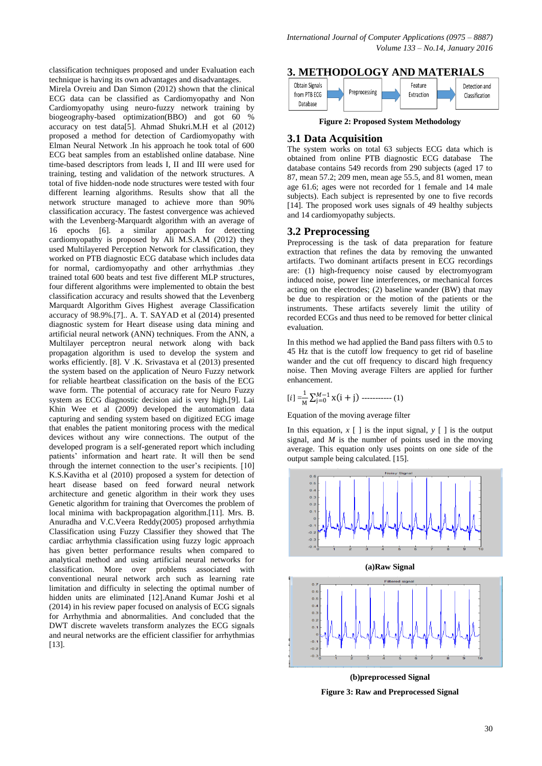classification techniques proposed and under Evaluation each technique is having its own advantages and disadvantages. Mirela Ovreiu and Dan Simon (2012) shown that the clinical ECG data can be classified as Cardiomyopathy and Non Cardiomyopathy using neuro-fuzzy network training by biogeography-based optimization(BBO) and got 60 % accuracy on test data[5]. Ahmad Shukri.M.H et al (2012) proposed a method for detection of Cardiomyopathy with Elman Neural Network .In his approach he took total of 600 ECG beat samples from an established online database. Nine time-based descriptors from leads I, II and III were used for training, testing and validation of the network structures. A total of five hidden-node node structures were tested with four different learning algorithms. Results show that all the network structure managed to achieve more than 90% classification accuracy. The fastest convergence was achieved with the Levenberg-Marquardt algorithm with an average of 16 epochs [6]. a similar approach for detecting cardiomyopathy is proposed by Ali M.S.A.M (2012) they used Multilayered Perception Network for classification, they worked on PTB diagnostic ECG database which includes data for normal, cardiomyopathy and other arrhythmias .they trained total 600 beats and test five different MLP structures, four different algorithms were implemented to obtain the best classification accuracy and results showed that the Levenberg Marquardt Algorithm Gives Highest average Classification accuracy of 98.9%.[7].. A. T. SAYAD et al (2014) presented diagnostic system for Heart disease using data mining and artificial neural network (ANN) techniques. From the ANN, a Multilayer perceptron neural network along with back propagation algorithm is used to develop the system and works efficiently. [8]. V .K. Srivastava et al (2013) presented the system based on the application of Neuro Fuzzy network for reliable heartbeat classification on the basis of the ECG wave form. The potential of accuracy rate for Neuro Fuzzy system as ECG diagnostic decision aid is very high.[9]. Lai Khin Wee et al (2009) developed the automation data capturing and sending system based on digitized ECG image that enables the patient monitoring process with the medical devices without any wire connections. The output of the developed program is a self-generated report which including patients' information and heart rate. It will then be send through the internet connection to the user's recipients. [10] K.S.Kavitha et al (2010) proposed a system for detection of heart disease based on feed forward neural network architecture and genetic algorithm in their work they uses Genetic algorithm for training that Overcomes the problem of local minima with backpropagation algorithm.[11]. Mrs. B. Anuradha and V.C.Veera Reddy(2005) proposed arrhythmia Classification using Fuzzy Classifier they showed that The cardiac arrhythmia classification using fuzzy logic approach has given better performance results when compared to analytical method and using artificial neural networks for classification. More over problems associated with conventional neural network arch such as learning rate limitation and difficulty in selecting the optimal number of hidden units are eliminated [12].Anand Kumar Joshi et al (2014) in his review paper focused on analysis of ECG signals for Arrhythmia and abnormalities. And concluded that the DWT discrete wavelets transform analyzes the ECG signals and neural networks are the efficient classifier for arrhythmias [13].

## 3. METHODOLOGY AND MATERIALS

Obtain Signals from PTB ECG Database → Preprocessing → Feature Extraction → Detection and Classification

**Figure 2: Proposed System Methodology**

### 3.1 Data Acquisition

The system works on total 63 subjects ECG data which is obtained from online PTB diagnostic ECG database The database contains 549 records from 290 subjects (aged 17 to 87, mean 57.2; 209 men, mean age 55.5, and 81 women, mean age 61.6; ages were not recorded for 1 female and 14 male subjects). Each subject is represented by one to five records [14]. The proposed work uses signals of 49 healthy subjects and 14 cardiomyopathy subjects.

### 3.2 Preprocessing

Preprocessing is the task of data preparation for feature extraction that refines the data by removing the unwanted artifacts. Two dominant artifacts present in ECG recordings are: (1) high-frequency noise caused by electromyogram induced noise, power line interferences, or mechanical forces acting on the electrodes; (2) baseline wander (BW) that may be due to respiration or the motion of the patients or the instruments. These artifacts severely limit the utility of recorded ECGs and thus need to be removed for better clinical evaluation.

In this method we had applied the Band pass filters with 0.5 to 45 Hz that is the cutoff low frequency to get rid of baseline wander and the cut off frequency to discard high frequency noise. Then Moving average Filters are applied for further enhancement.

$$[i] = \frac{1}{M}\sum_{j=0}^{M-1} x(i+j) \text{ ----------- (1)}$$

Equation of the moving average filter

In this equation, *x* [ ] is the input signal, *y* [ ] is the output signal, and *M* is the number of points used in the moving average. This equation only uses points on one side of the output sample being calculated. [15].

**(a)Raw Signal**

**(b)preprocessed Signal**

**Figure 3: Raw and Preprocessed Signal**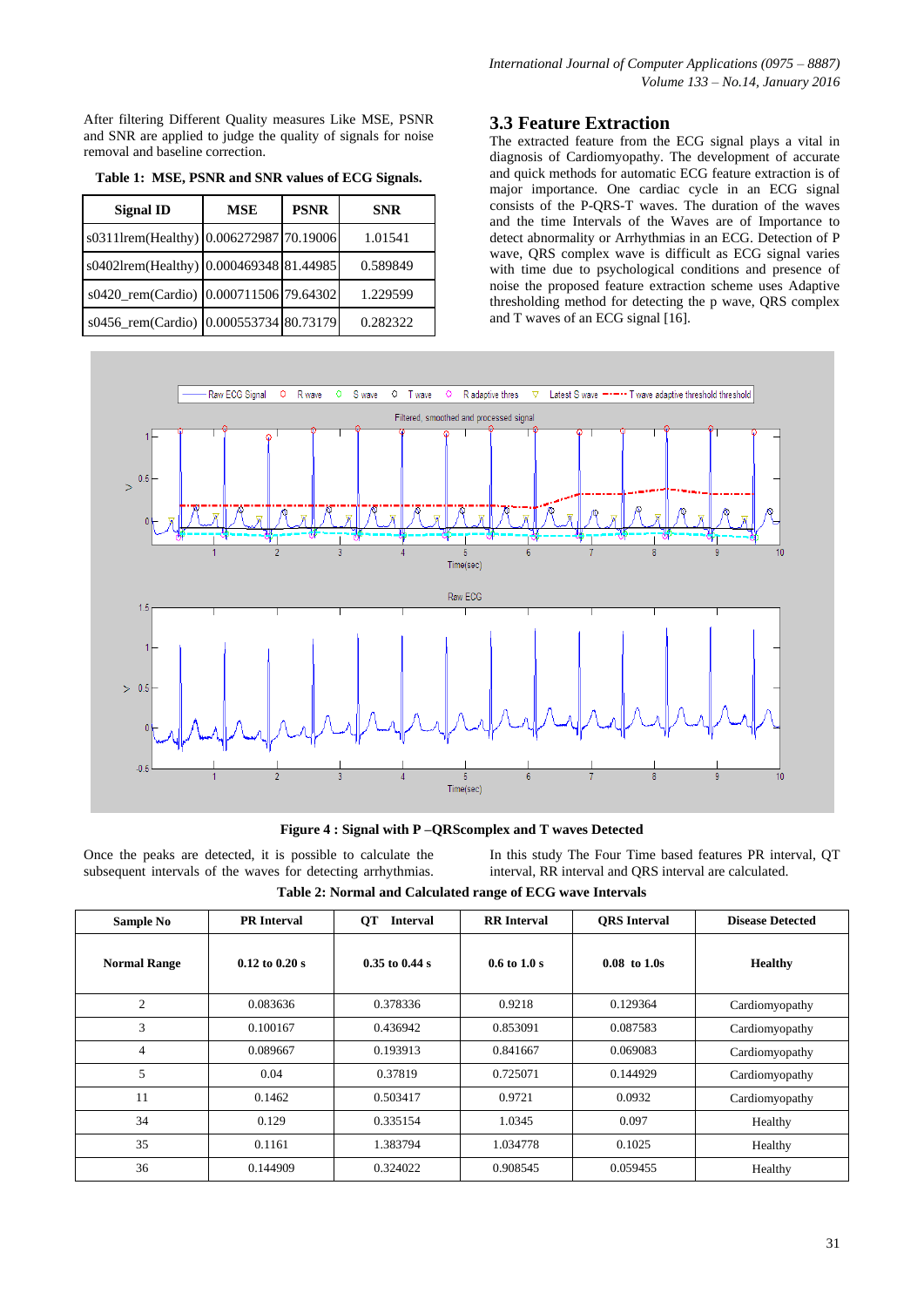After filtering Different Quality measures Like MSE, PSNR and SNR are applied to judge the quality of signals for noise removal and baseline correction.

**Table 1: MSE, PSNR and SNR values of ECG Signals.**

| Signal ID | MSE | PSNR | SNR |
|---|---|---|---|
| s0311lrem(Healthy) | 0.006272987 | 70.19006 | 1.01541 |
| s0402lrem(Healthy) | 0.000469348 | 81.44985 | 0.589849 |
| s0420_rem(Cardio) | 0.000711506 | 79.64302 | 1.229599 |
| s0456_rem(Cardio) | 0.000553734 | 80.73179 | 0.282322 |

### 3.3 Feature Extraction

The extracted feature from the ECG signal plays a vital in diagnosis of Cardiomyopathy. The development of accurate and quick methods for automatic ECG feature extraction is of major importance. One cardiac cycle in an ECG signal consists of the P-QRS-T waves. The duration of the waves and the time Intervals of the Waves are of Importance to detect abnormality or Arrhythmias in an ECG. Detection of P wave, QRS complex wave is difficult as ECG signal varies with time due to psychological conditions and presence of noise the proposed feature extraction scheme uses Adaptive thresholding method for detecting the p wave, QRS complex and T waves of an ECG signal [16].

**Figure 4 : Signal with P –QRScomplex and T waves Detected**

Once the peaks are detected, it is possible to calculate the subsequent intervals of the waves for detecting arrhythmias.

In this study The Four Time based features PR interval, QT interval, RR interval and QRS interval are calculated.

**Table 2: Normal and Calculated range of ECG wave Intervals**

| Sample No | PR Interval | QT Interval | RR Interval | QRS Interval | Disease Detected |
|---|---|---|---|---|---|
| **Normal Range** | **0.12 to 0.20 s** | **0.35 to 0.44 s** | **0.6 to 1.0 s** | **0.08 to 1.0s** | **Healthy** |
| 2 | 0.083636 | 0.378336 | 0.9218 | 0.129364 | Cardiomyopathy |
| 3 | 0.100167 | 0.436942 | 0.853091 | 0.087583 | Cardiomyopathy |
| 4 | 0.089667 | 0.193913 | 0.841667 | 0.069083 | Cardiomyopathy |
| 5 | 0.04 | 0.37819 | 0.725071 | 0.144929 | Cardiomyopathy |
| 11 | 0.1462 | 0.503417 | 0.9721 | 0.0932 | Cardiomyopathy |
| 34 | 0.129 | 0.335154 | 1.0345 | 0.097 | Healthy |
| 35 | 0.1161 | 1.383794 | 1.034778 | 0.1025 | Healthy |
| 36 | 0.144909 | 0.324022 | 0.908545 | 0.059455 | Healthy |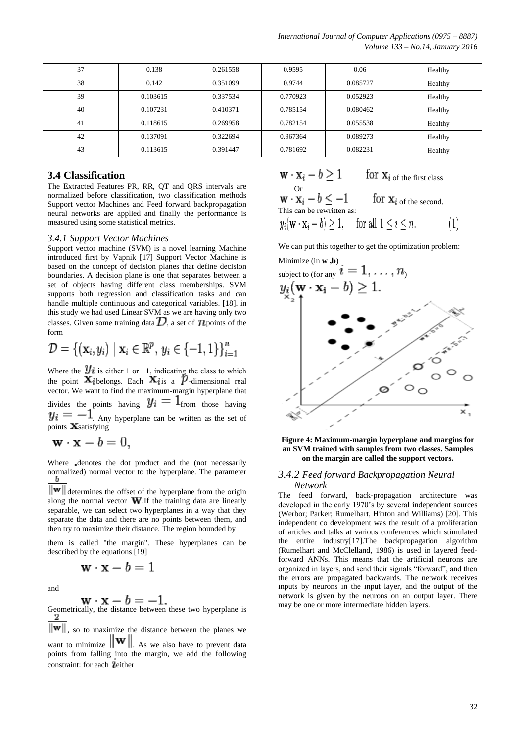| 37 | 0.138 | 0.261558 | 0.9595 | 0.06 | Healthy |
|---|---|---|---|---|---|
| 38 | 0.142 | 0.351099 | 0.9744 | 0.085727 | Healthy |
| 39 | 0.103615 | 0.337534 | 0.770923 | 0.052923 | Healthy |
| 40 | 0.107231 | 0.410371 | 0.785154 | 0.080462 | Healthy |
| 41 | 0.118615 | 0.269958 | 0.782154 | 0.055538 | Healthy |
| 42 | 0.137091 | 0.322694 | 0.967364 | 0.089273 | Healthy |
| 43 | 0.113615 | 0.391447 | 0.781692 | 0.082231 | Healthy |

## 3.4 Classification

The Extracted Features PR, RR, QT and QRS intervals are normalized before classification, two classification methods Support vector Machines and Feed forward backpropagation neural networks are applied and finally the performance is measured using some statistical metrics.

### *3.4.1 Support Vector Machines*

Support vector machine (SVM) is a novel learning Machine introduced first by Vapnik [17] Support Vector Machine is based on the concept of decision planes that define decision boundaries. A decision plane is one that separates between a set of objects having different class memberships. SVM supports both regression and classification tasks and can handle multiple continuous and categorical variables. [18]. in this study we had used Linear SVM as we are having only two classes. Given some training data $\mathcal{D}$, a set of $n$ points of the form

$$\mathcal{D} = \{(\mathbf{x}_i, y_i) \mid \mathbf{x}_i \in \mathbb{R}^p,\, y_i \in \{-1, 1\}\}_{i=1}^{n}$$

Where the $y_i$ is either 1 or −1, indicating the class to which the point $\mathbf{x}_i$ belongs. Each $\mathbf{x}_i$ is a $p$-dimensional real vector. We want to find the maximum-margin hyperplane that divides the points having $y_i = 1$ from those having $y_i = -1$. Any hyperplane can be written as the set of points $\mathbf{x}$ satisfying

$$\mathbf{w} \cdot \mathbf{x} - b = 0,$$

Where . denotes the dot product and the (not necessarily normalized) normal vector to the hyperplane. The parameter $\frac{b}{\|\mathbf{w}\|}$ determines the offset of the hyperplane from the origin along the normal vector $\mathbf{w}$. If the training data are linearly separable, we can select two hyperplanes in a way that they separate the data and there are no points between them, and then try to maximize their distance. The region bounded by them is called "the margin". These hyperplanes can be described by the equations [19]

$$\mathbf{w} \cdot \mathbf{x} - b = 1$$

and

$$\mathbf{w} \cdot \mathbf{x} - b = -1.$$

Geometrically, the distance between these two hyperplane is $\frac{2}{\|\mathbf{w}\|}$, so to maximize the distance between the planes we want to minimize $\|\mathbf{w}\|$. As we also have to prevent data points from falling into the margin, we add the following constraint: for each $i$ either

$$\mathbf{w} \cdot \mathbf{x}_i - b \geq 1 \quad \text{for } \mathbf{x}_i \text{ of the first class}$$

Or

$$\mathbf{w} \cdot \mathbf{x}_i - b \leq -1 \quad \text{for } \mathbf{x}_i \text{ of the second.}$$

This can be rewritten as:

$$y_i(\mathbf{w} \cdot \mathbf{x}_i - b) \geq 1, \quad \text{for all } 1 \leq i \leq n. \qquad (1)$$

We can put this together to get the optimization problem:

Minimize (in **w** ,**b**)

subject to (for any $i = 1, \ldots, n$)

$$y_i(\mathbf{w} \cdot \mathbf{x_i} - b) \geq 1.$$

**Figure 4: Maximum-margin hyperplane and margins for an SVM trained with samples from two classes. Samples on the margin are called the support vectors.**

### *3.4.2 Feed forward Backpropagation Neural Network*

The feed forward, back-propagation architecture was developed in the early 1970's by several independent sources (Werbor; Parker; Rumelhart, Hinton and Williams) [20]. This independent co development was the result of a proliferation of articles and talks at various conferences which stimulated the entire industry[17].The backpropagation algorithm (Rumelhart and McClelland, 1986) is used in layered feed-forward ANNs. This means that the artificial neurons are organized in layers, and send their signals "forward", and then the errors are propagated backwards. The network receives inputs by neurons in the input layer, and the output of the network is given by the neurons on an output layer. There may be one or more intermediate hidden layers.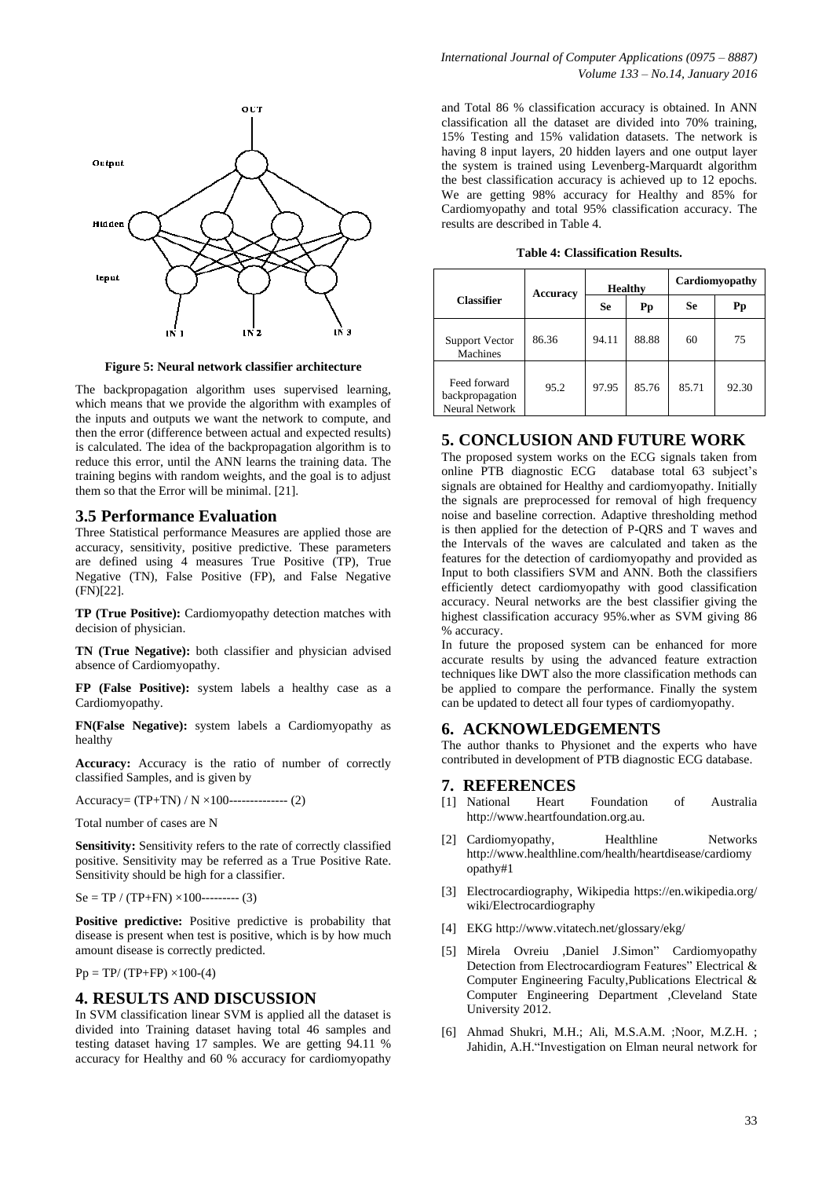Figure 5: Neural network classifier architecture

The backpropagation algorithm uses supervised learning, which means that we provide the algorithm with examples of the inputs and outputs we want the network to compute, and then the error (difference between actual and expected results) is calculated. The idea of the backpropagation algorithm is to reduce this error, until the ANN learns the training data. The training begins with random weights, and the goal is to adjust them so that the Error will be minimal. [21].

## 3.5 Performance Evaluation

Three Statistical performance Measures are applied those are accuracy, sensitivity, positive predictive. These parameters are defined using 4 measures True Positive (TP), True Negative (TN), False Positive (FP), and False Negative (FN)[22].

**TP (True Positive):** Cardiomyopathy detection matches with decision of physician.

**TN (True Negative):** both classifier and physician advised absence of Cardiomyopathy.

**FP (False Positive):** system labels a healthy case as a Cardiomyopathy.

**FN(False Negative):** system labels a Cardiomyopathy as healthy

**Accuracy:** Accuracy is the ratio of number of correctly classified Samples, and is given by

Accuracy= $(TP+TN) / N \times 100$-------------- (2)

Total number of cases are N

**Sensitivity:** Sensitivity refers to the rate of correctly classified positive. Sensitivity may be referred as a True Positive Rate. Sensitivity should be high for a classifier.

$Se = TP / (TP+FN) \times 100$--------- (3)

**Positive predictive:** Positive predictive is probability that disease is present when test is positive, which is by how much amount disease is correctly predicted.

$Pp = TP/ (TP+FP) \times 100$-(4)

## 4. RESULTS AND DISCUSSION

In SVM classification linear SVM is applied all the dataset is divided into Training dataset having total 46 samples and testing dataset having 17 samples. We are getting 94.11 % accuracy for Healthy and 60 % accuracy for cardiomyopathy and Total 86 % classification accuracy is obtained. In ANN classification all the dataset are divided into 70% training, 15% Testing and 15% validation datasets. The network is having 8 input layers, 20 hidden layers and one output layer the system is trained using Levenberg-Marquardt algorithm the best classification accuracy is achieved up to 12 epochs. We are getting 98% accuracy for Healthy and 85% for Cardiomyopathy and total 95% classification accuracy. The results are described in Table 4.

**Table 4: Classification Results.**

| Classifier | Accuracy | Healthy | | Cardiomyopathy | |
|---|---|---|---|---|---|
| | | Se | Pp | Se | Pp |
| Support Vector Machines | 86.36 | 94.11 | 88.88 | 60 | 75 |
| Feed forward backpropagation Neural Network | 95.2 | 97.95 | 85.76 | 85.71 | 92.30 |

## 5. CONCLUSION AND FUTURE WORK

The proposed system works on the ECG signals taken from online PTB diagnostic ECG database total 63 subject's signals are obtained for Healthy and cardiomyopathy. Initially the signals are preprocessed for removal of high frequency noise and baseline correction. Adaptive thresholding method is then applied for the detection of P-QRS and T waves and the Intervals of the waves are calculated and taken as the features for the detection of cardiomyopathy and provided as Input to both classifiers SVM and ANN. Both the classifiers efficiently detect cardiomyopathy with good classification accuracy. Neural networks are the best classifier giving the highest classification accuracy 95%.wher as SVM giving 86 % accuracy.

In future the proposed system can be enhanced for more accurate results by using the advanced feature extraction techniques like DWT also the more classification methods can be applied to compare the performance. Finally the system can be updated to detect all four types of cardiomyopathy.

## 6. ACKNOWLEDGEMENTS

The author thanks to Physionet and the experts who have contributed in development of PTB diagnostic ECG database.

## 7. REFERENCES

[1] National Heart Foundation of Australia http://www.heartfoundation.org.au.

[2] Cardiomyopathy, Healthline Networks http://www.healthline.com/health/heartdisease/cardiomyopathy#1

[3] Electrocardiography, Wikipedia https://en.wikipedia.org/wiki/Electrocardiography

[4] EKG http://www.vitatech.net/glossary/ekg/

[5] Mirela Ovreiu ,Daniel J.Simon" Cardiomyopathy Detection from Electrocardiogram Features" Electrical & Computer Engineering Faculty,Publications Electrical & Computer Engineering Department ,Cleveland State University 2012.

[6] Ahmad Shukri, M.H.; Ali, M.S.A.M. ;Noor, M.Z.H. ; Jahidin, A.H."Investigation on Elman neural network for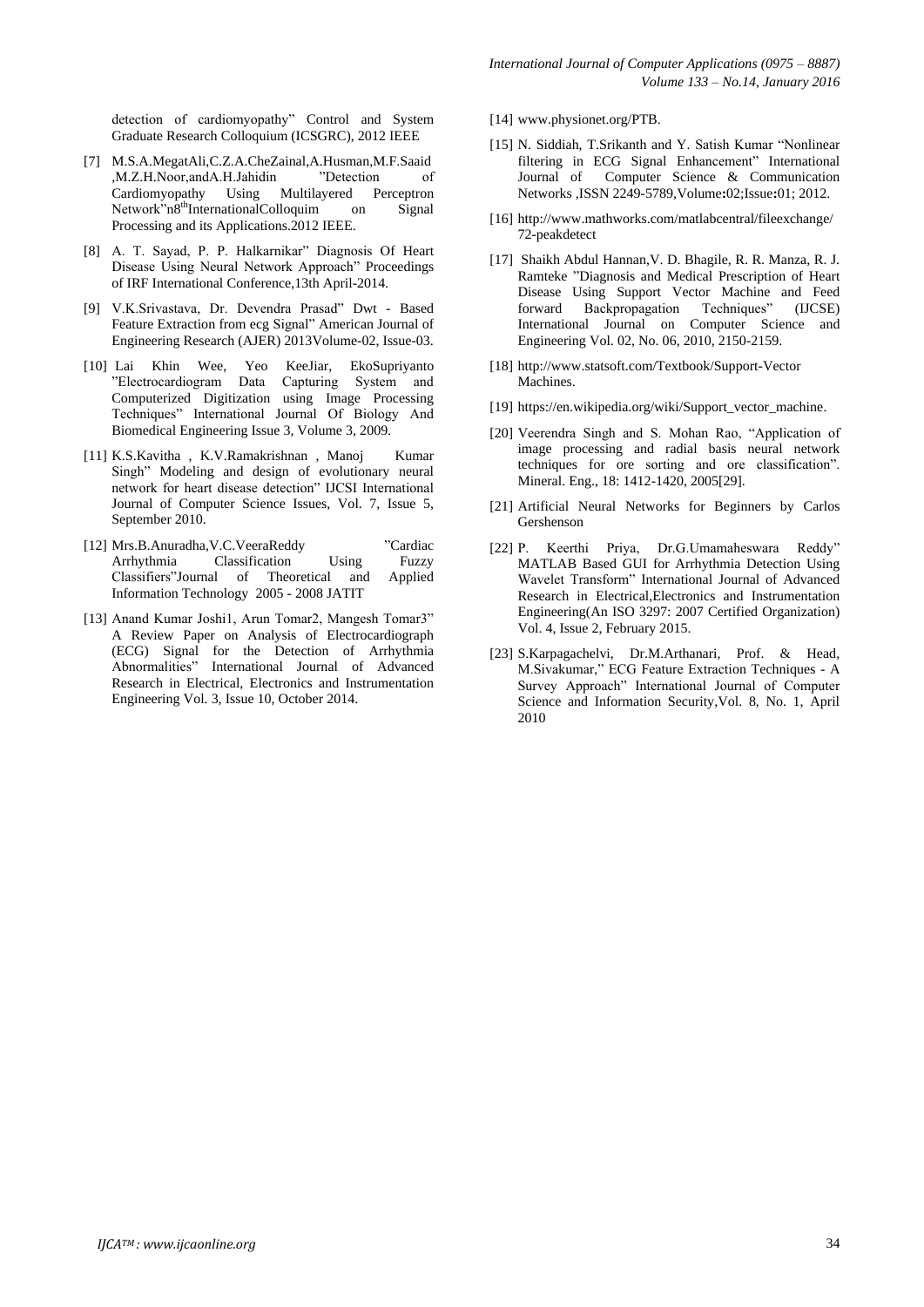detection of cardiomyopathy" Control and System Graduate Research Colloquium (ICSGRC), 2012 IEEE

[7] M.S.A.MegatAli,C.Z.A.CheZainal,A.Husman,M.F.Saaid ,M.Z.H.Noor,andA.H.Jahidin "Detection of Cardiomyopathy Using Multilayered Perceptron Network"n8thInternationalColloquim on Signal Processing and its Applications.2012 IEEE.

[8] A. T. Sayad, P. P. Halkarnikar" Diagnosis Of Heart Disease Using Neural Network Approach" Proceedings of IRF International Conference,13th April-2014.

[9] V.K.Srivastava, Dr. Devendra Prasad" Dwt - Based Feature Extraction from ecg Signal" American Journal of Engineering Research (AJER) 2013Volume-02, Issue-03.

[10] Lai Khin Wee, Yeo KeeJiar, EkoSupriyanto "Electrocardiogram Data Capturing System and Computerized Digitization using Image Processing Techniques" International Journal Of Biology And Biomedical Engineering Issue 3, Volume 3, 2009.

[11] K.S.Kavitha , K.V.Ramakrishnan , Manoj Kumar Singh" Modeling and design of evolutionary neural network for heart disease detection" IJCSI International Journal of Computer Science Issues, Vol. 7, Issue 5, September 2010.

[12] Mrs.B.Anuradha,V.C.VeeraReddy "Cardiac Arrhythmia Classification Using Fuzzy Classifiers"Journal of Theoretical and Applied Information Technology 2005 - 2008 JATIT

[13] Anand Kumar Joshi1, Arun Tomar2, Mangesh Tomar3" A Review Paper on Analysis of Electrocardiograph (ECG) Signal for the Detection of Arrhythmia Abnormalities" International Journal of Advanced Research in Electrical, Electronics and Instrumentation Engineering Vol. 3, Issue 10, October 2014.

[14] www.physionet.org/PTB.

[15] N. Siddiah, T.Srikanth and Y. Satish Kumar "Nonlinear filtering in ECG Signal Enhancement" International Journal of Computer Science & Communication Networks ,ISSN 2249-5789,Volume:02;Issue:01; 2012.

[16] http://www.mathworks.com/matlabcentral/fileexchange/72-peakdetect

[17] Shaikh Abdul Hannan,V. D. Bhagile, R. R. Manza, R. J. Ramteke "Diagnosis and Medical Prescription of Heart Disease Using Support Vector Machine and Feed forward Backpropagation Techniques" (IJCSE) International Journal on Computer Science and Engineering Vol. 02, No. 06, 2010, 2150-2159.

[18] http://www.statsoft.com/Textbook/Support-Vector Machines.

[19] https://en.wikipedia.org/wiki/Support_vector_machine.

[20] Veerendra Singh and S. Mohan Rao, "Application of image processing and radial basis neural network techniques for ore sorting and ore classification". Mineral. Eng., 18: 1412-1420, 2005[29].

[21] Artificial Neural Networks for Beginners by Carlos Gershenson

[22] P. Keerthi Priya, Dr.G.Umamaheswara Reddy" MATLAB Based GUI for Arrhythmia Detection Using Wavelet Transform" International Journal of Advanced Research in Electrical,Electronics and Instrumentation Engineering(An ISO 3297: 2007 Certified Organization) Vol. 4, Issue 2, February 2015.

[23] S.Karpagachelvi, Dr.M.Arthanari, Prof. & Head, M.Sivakumar," ECG Feature Extraction Techniques - A Survey Approach" International Journal of Computer Science and Information Security,Vol. 8, No. 1, April 2010